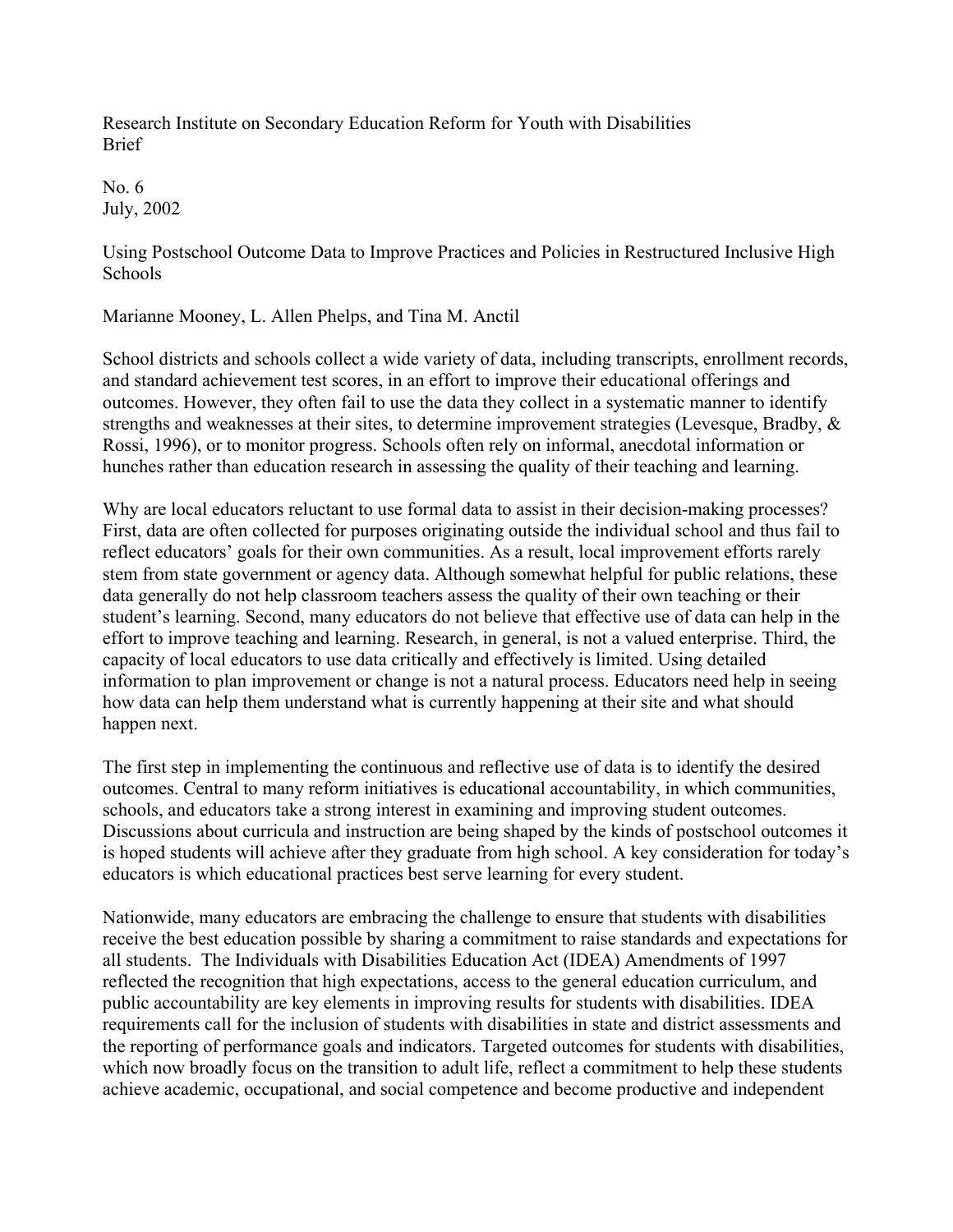Research Institute on Secondary Education Reform for Youth with Disabilities
Brief

No. 6
July, 2002

# Using Postschool Outcome Data to Improve Practices and Policies in Restructured Inclusive High Schools

Marianne Mooney, L. Allen Phelps, and Tina M. Anctil

School districts and schools collect a wide variety of data, including transcripts, enrollment records, and standard achievement test scores, in an effort to improve their educational offerings and outcomes. However, they often fail to use the data they collect in a systematic manner to identify strengths and weaknesses at their sites, to determine improvement strategies (Levesque, Bradby, & Rossi, 1996), or to monitor progress. Schools often rely on informal, anecdotal information or hunches rather than education research in assessing the quality of their teaching and learning.

Why are local educators reluctant to use formal data to assist in their decision-making processes? First, data are often collected for purposes originating outside the individual school and thus fail to reflect educators' goals for their own communities. As a result, local improvement efforts rarely stem from state government or agency data. Although somewhat helpful for public relations, these data generally do not help classroom teachers assess the quality of their own teaching or their student's learning. Second, many educators do not believe that effective use of data can help in the effort to improve teaching and learning. Research, in general, is not a valued enterprise. Third, the capacity of local educators to use data critically and effectively is limited. Using detailed information to plan improvement or change is not a natural process. Educators need help in seeing how data can help them understand what is currently happening at their site and what should happen next.

The first step in implementing the continuous and reflective use of data is to identify the desired outcomes. Central to many reform initiatives is educational accountability, in which communities, schools, and educators take a strong interest in examining and improving student outcomes. Discussions about curricula and instruction are being shaped by the kinds of postschool outcomes it is hoped students will achieve after they graduate from high school. A key consideration for today's educators is which educational practices best serve learning for every student.

Nationwide, many educators are embracing the challenge to ensure that students with disabilities receive the best education possible by sharing a commitment to raise standards and expectations for all students. The Individuals with Disabilities Education Act (IDEA) Amendments of 1997 reflected the recognition that high expectations, access to the general education curriculum, and public accountability are key elements in improving results for students with disabilities. IDEA requirements call for the inclusion of students with disabilities in state and district assessments and the reporting of performance goals and indicators. Targeted outcomes for students with disabilities, which now broadly focus on the transition to adult life, reflect a commitment to help these students achieve academic, occupational, and social competence and become productive and independent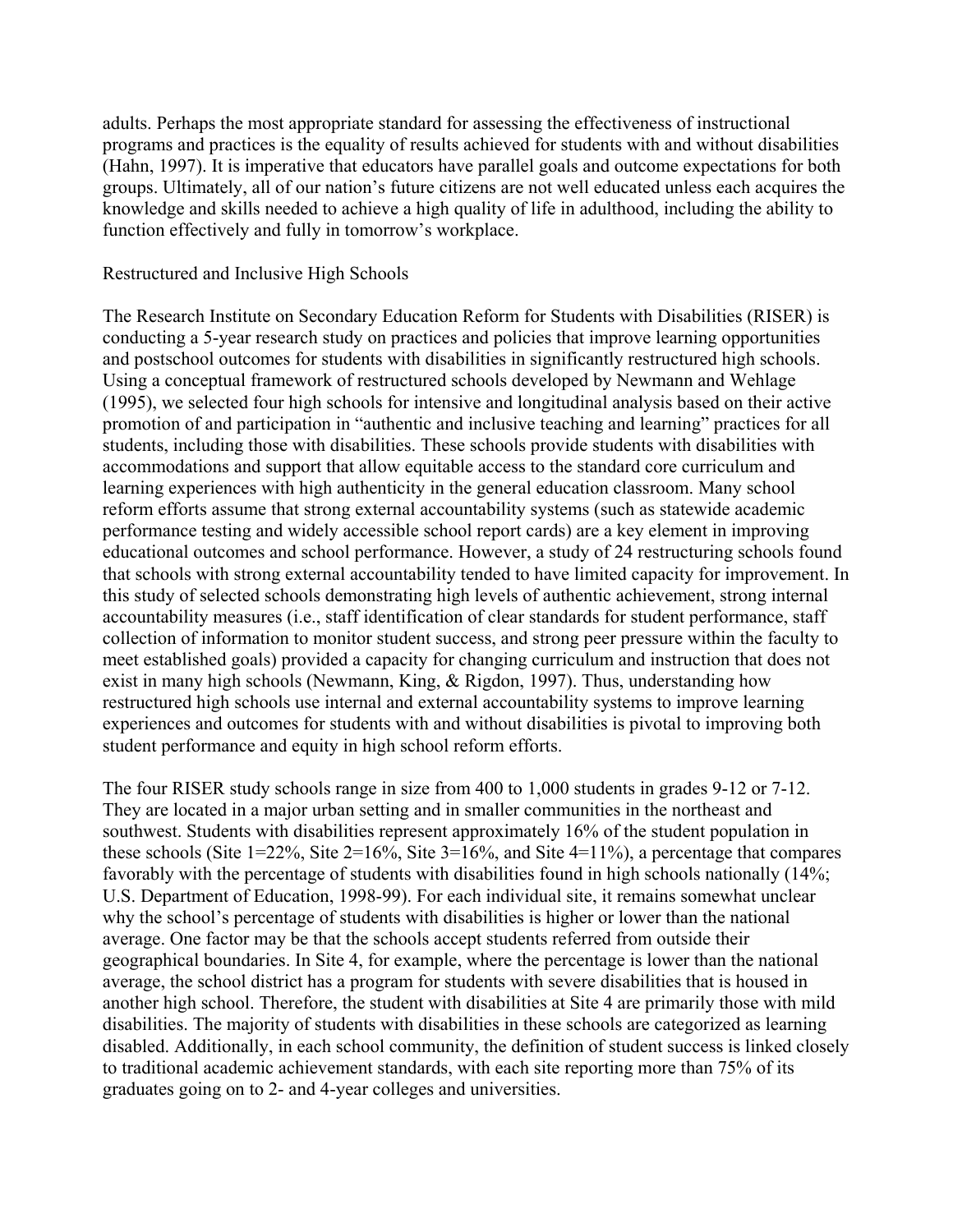adults. Perhaps the most appropriate standard for assessing the effectiveness of instructional programs and practices is the equality of results achieved for students with and without disabilities (Hahn, 1997). It is imperative that educators have parallel goals and outcome expectations for both groups. Ultimately, all of our nation's future citizens are not well educated unless each acquires the knowledge and skills needed to achieve a high quality of life in adulthood, including the ability to function effectively and fully in tomorrow's workplace.

## Restructured and Inclusive High Schools

The Research Institute on Secondary Education Reform for Students with Disabilities (RISER) is conducting a 5-year research study on practices and policies that improve learning opportunities and postschool outcomes for students with disabilities in significantly restructured high schools. Using a conceptual framework of restructured schools developed by Newmann and Wehlage (1995), we selected four high schools for intensive and longitudinal analysis based on their active promotion of and participation in "authentic and inclusive teaching and learning" practices for all students, including those with disabilities. These schools provide students with disabilities with accommodations and support that allow equitable access to the standard core curriculum and learning experiences with high authenticity in the general education classroom. Many school reform efforts assume that strong external accountability systems (such as statewide academic performance testing and widely accessible school report cards) are a key element in improving educational outcomes and school performance. However, a study of 24 restructuring schools found that schools with strong external accountability tended to have limited capacity for improvement. In this study of selected schools demonstrating high levels of authentic achievement, strong internal accountability measures (i.e., staff identification of clear standards for student performance, staff collection of information to monitor student success, and strong peer pressure within the faculty to meet established goals) provided a capacity for changing curriculum and instruction that does not exist in many high schools (Newmann, King, & Rigdon, 1997). Thus, understanding how restructured high schools use internal and external accountability systems to improve learning experiences and outcomes for students with and without disabilities is pivotal to improving both student performance and equity in high school reform efforts.

The four RISER study schools range in size from 400 to 1,000 students in grades 9-12 or 7-12. They are located in a major urban setting and in smaller communities in the northeast and southwest. Students with disabilities represent approximately 16% of the student population in these schools (Site 1=22%, Site 2=16%, Site 3=16%, and Site 4=11%), a percentage that compares favorably with the percentage of students with disabilities found in high schools nationally (14%; U.S. Department of Education, 1998-99). For each individual site, it remains somewhat unclear why the school's percentage of students with disabilities is higher or lower than the national average. One factor may be that the schools accept students referred from outside their geographical boundaries. In Site 4, for example, where the percentage is lower than the national average, the school district has a program for students with severe disabilities that is housed in another high school. Therefore, the student with disabilities at Site 4 are primarily those with mild disabilities. The majority of students with disabilities in these schools are categorized as learning disabled. Additionally, in each school community, the definition of student success is linked closely to traditional academic achievement standards, with each site reporting more than 75% of its graduates going on to 2- and 4-year colleges and universities.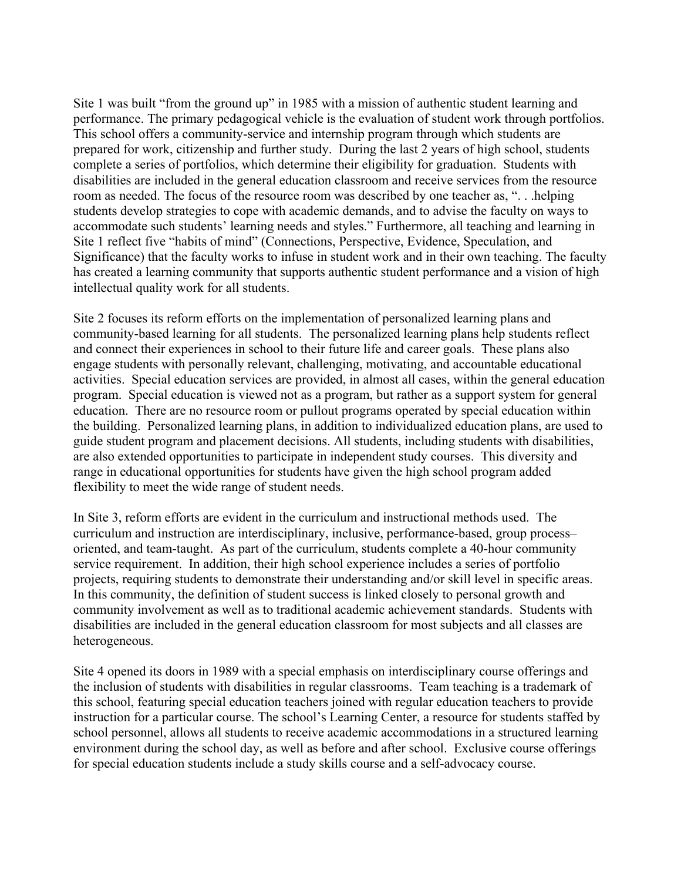Site 1 was built "from the ground up" in 1985 with a mission of authentic student learning and performance. The primary pedagogical vehicle is the evaluation of student work through portfolios. This school offers a community-service and internship program through which students are prepared for work, citizenship and further study. During the last 2 years of high school, students complete a series of portfolios, which determine their eligibility for graduation. Students with disabilities are included in the general education classroom and receive services from the resource room as needed. The focus of the resource room was described by one teacher as, ". . .helping students develop strategies to cope with academic demands, and to advise the faculty on ways to accommodate such students' learning needs and styles." Furthermore, all teaching and learning in Site 1 reflect five "habits of mind" (Connections, Perspective, Evidence, Speculation, and Significance) that the faculty works to infuse in student work and in their own teaching. The faculty has created a learning community that supports authentic student performance and a vision of high intellectual quality work for all students.

Site 2 focuses its reform efforts on the implementation of personalized learning plans and community-based learning for all students. The personalized learning plans help students reflect and connect their experiences in school to their future life and career goals. These plans also engage students with personally relevant, challenging, motivating, and accountable educational activities. Special education services are provided, in almost all cases, within the general education program. Special education is viewed not as a program, but rather as a support system for general education. There are no resource room or pullout programs operated by special education within the building. Personalized learning plans, in addition to individualized education plans, are used to guide student program and placement decisions. All students, including students with disabilities, are also extended opportunities to participate in independent study courses. This diversity and range in educational opportunities for students have given the high school program added flexibility to meet the wide range of student needs.

In Site 3, reform efforts are evident in the curriculum and instructional methods used. The curriculum and instruction are interdisciplinary, inclusive, performance-based, group process–oriented, and team-taught. As part of the curriculum, students complete a 40-hour community service requirement. In addition, their high school experience includes a series of portfolio projects, requiring students to demonstrate their understanding and/or skill level in specific areas. In this community, the definition of student success is linked closely to personal growth and community involvement as well as to traditional academic achievement standards. Students with disabilities are included in the general education classroom for most subjects and all classes are heterogeneous.

Site 4 opened its doors in 1989 with a special emphasis on interdisciplinary course offerings and the inclusion of students with disabilities in regular classrooms. Team teaching is a trademark of this school, featuring special education teachers joined with regular education teachers to provide instruction for a particular course. The school's Learning Center, a resource for students staffed by school personnel, allows all students to receive academic accommodations in a structured learning environment during the school day, as well as before and after school. Exclusive course offerings for special education students include a study skills course and a self-advocacy course.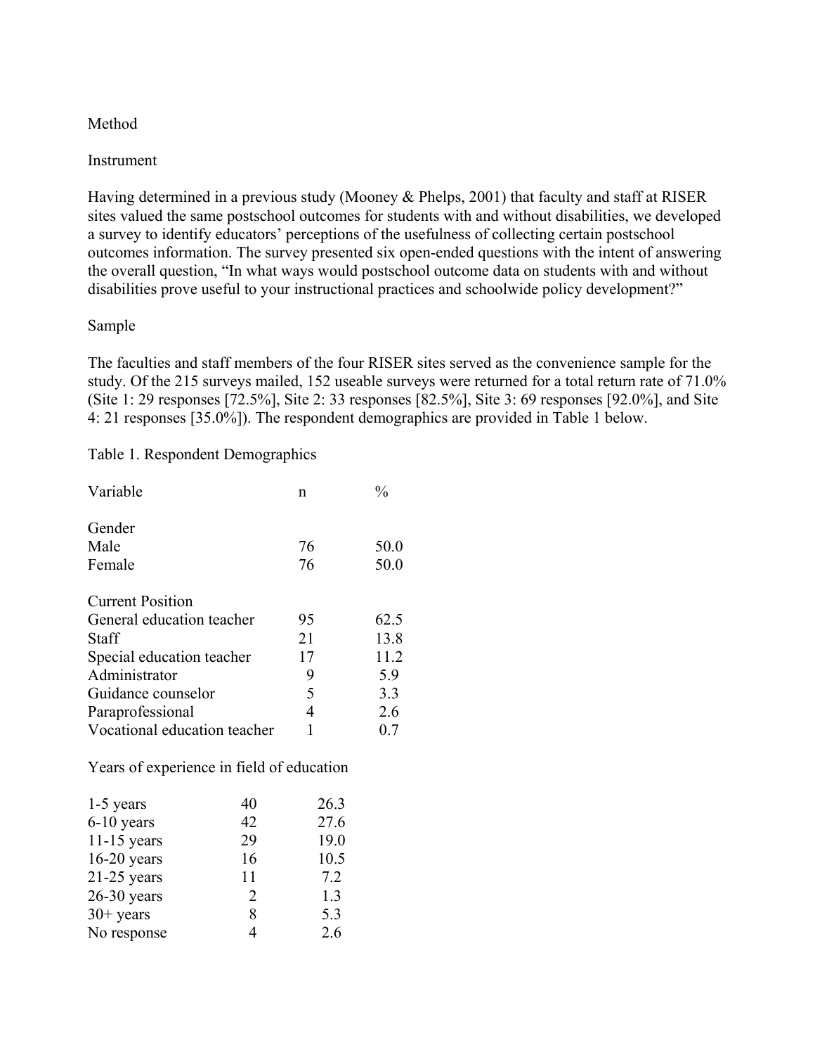## Method

### Instrument

Having determined in a previous study (Mooney & Phelps, 2001) that faculty and staff at RISER sites valued the same postschool outcomes for students with and without disabilities, we developed a survey to identify educators' perceptions of the usefulness of collecting certain postschool outcomes information. The survey presented six open-ended questions with the intent of answering the overall question, "In what ways would postschool outcome data on students with and without disabilities prove useful to your instructional practices and schoolwide policy development?"

### Sample

The faculties and staff members of the four RISER sites served as the convenience sample for the study. Of the 215 surveys mailed, 152 useable surveys were returned for a total return rate of 71.0% (Site 1: 29 responses [72.5%], Site 2: 33 responses [82.5%], Site 3: 69 responses [92.0%], and Site 4: 21 responses [35.0%]). The respondent demographics are provided in Table 1 below.

Table 1. Respondent Demographics

| Variable | n | % |
|---|---|---|
| **Gender** | | |
| Male | 76 | 50.0 |
| Female | 76 | 50.0 |
| **Current Position** | | |
| General education teacher | 95 | 62.5 |
| Staff | 21 | 13.8 |
| Special education teacher | 17 | 11.2 |
| Administrator | 9 | 5.9 |
| Guidance counselor | 5 | 3.3 |
| Paraprofessional | 4 | 2.6 |
| Vocational education teacher | 1 | 0.7 |
| **Years of experience in field of education** | | |
| 1-5 years | 40 | 26.3 |
| 6-10 years | 42 | 27.6 |
| 11-15 years | 29 | 19.0 |
| 16-20 years | 16 | 10.5 |
| 21-25 years | 11 | 7.2 |
| 26-30 years | 2 | 1.3 |
| 30+ years | 8 | 5.3 |
| No response | 4 | 2.6 |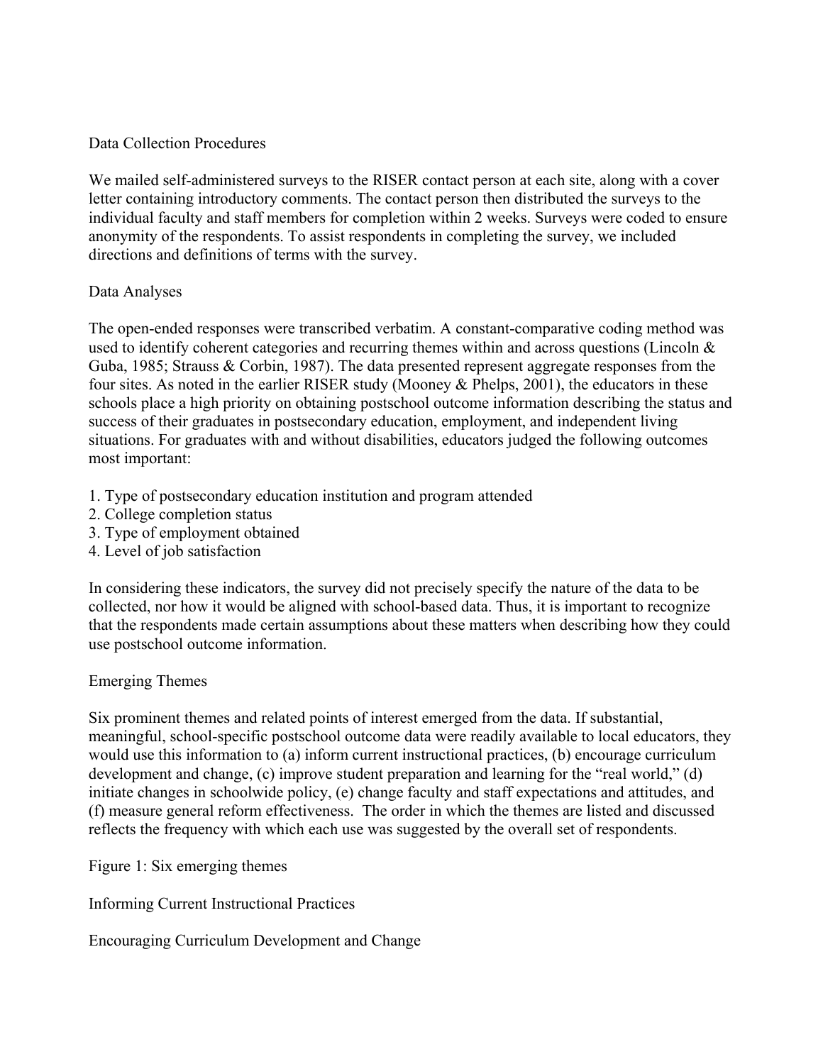## Data Collection Procedures

We mailed self-administered surveys to the RISER contact person at each site, along with a cover letter containing introductory comments. The contact person then distributed the surveys to the individual faculty and staff members for completion within 2 weeks. Surveys were coded to ensure anonymity of the respondents. To assist respondents in completing the survey, we included directions and definitions of terms with the survey.

## Data Analyses

The open-ended responses were transcribed verbatim. A constant-comparative coding method was used to identify coherent categories and recurring themes within and across questions (Lincoln & Guba, 1985; Strauss & Corbin, 1987). The data presented represent aggregate responses from the four sites. As noted in the earlier RISER study (Mooney & Phelps, 2001), the educators in these schools place a high priority on obtaining postschool outcome information describing the status and success of their graduates in postsecondary education, employment, and independent living situations. For graduates with and without disabilities, educators judged the following outcomes most important:

1. Type of postsecondary education institution and program attended
2. College completion status
3. Type of employment obtained
4. Level of job satisfaction

In considering these indicators, the survey did not precisely specify the nature of the data to be collected, nor how it would be aligned with school-based data. Thus, it is important to recognize that the respondents made certain assumptions about these matters when describing how they could use postschool outcome information.

## Emerging Themes

Six prominent themes and related points of interest emerged from the data. If substantial, meaningful, school-specific postschool outcome data were readily available to local educators, they would use this information to (a) inform current instructional practices, (b) encourage curriculum development and change, (c) improve student preparation and learning for the "real world," (d) initiate changes in schoolwide policy, (e) change faculty and staff expectations and attitudes, and (f) measure general reform effectiveness. The order in which the themes are listed and discussed reflects the frequency with which each use was suggested by the overall set of respondents.

Figure 1: Six emerging themes

Informing Current Instructional Practices

Encouraging Curriculum Development and Change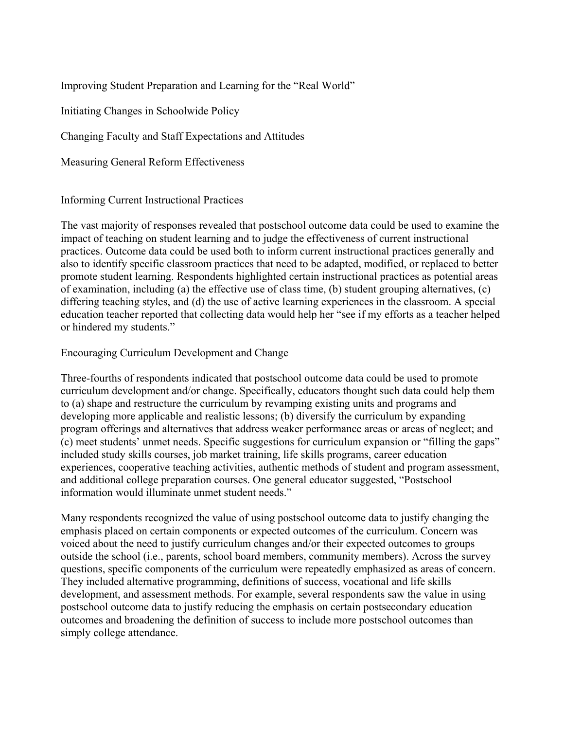Improving Student Preparation and Learning for the "Real World"

Initiating Changes in Schoolwide Policy

Changing Faculty and Staff Expectations and Attitudes

Measuring General Reform Effectiveness

## Informing Current Instructional Practices

The vast majority of responses revealed that postschool outcome data could be used to examine the impact of teaching on student learning and to judge the effectiveness of current instructional practices. Outcome data could be used both to inform current instructional practices generally and also to identify specific classroom practices that need to be adapted, modified, or replaced to better promote student learning. Respondents highlighted certain instructional practices as potential areas of examination, including (a) the effective use of class time, (b) student grouping alternatives, (c) differing teaching styles, and (d) the use of active learning experiences in the classroom. A special education teacher reported that collecting data would help her "see if my efforts as a teacher helped or hindered my students."

## Encouraging Curriculum Development and Change

Three-fourths of respondents indicated that postschool outcome data could be used to promote curriculum development and/or change. Specifically, educators thought such data could help them to (a) shape and restructure the curriculum by revamping existing units and programs and developing more applicable and realistic lessons; (b) diversify the curriculum by expanding program offerings and alternatives that address weaker performance areas or areas of neglect; and (c) meet students' unmet needs. Specific suggestions for curriculum expansion or "filling the gaps" included study skills courses, job market training, life skills programs, career education experiences, cooperative teaching activities, authentic methods of student and program assessment, and additional college preparation courses. One general educator suggested, "Postschool information would illuminate unmet student needs."

Many respondents recognized the value of using postschool outcome data to justify changing the emphasis placed on certain components or expected outcomes of the curriculum. Concern was voiced about the need to justify curriculum changes and/or their expected outcomes to groups outside the school (i.e., parents, school board members, community members). Across the survey questions, specific components of the curriculum were repeatedly emphasized as areas of concern. They included alternative programming, definitions of success, vocational and life skills development, and assessment methods. For example, several respondents saw the value in using postschool outcome data to justify reducing the emphasis on certain postsecondary education outcomes and broadening the definition of success to include more postschool outcomes than simply college attendance.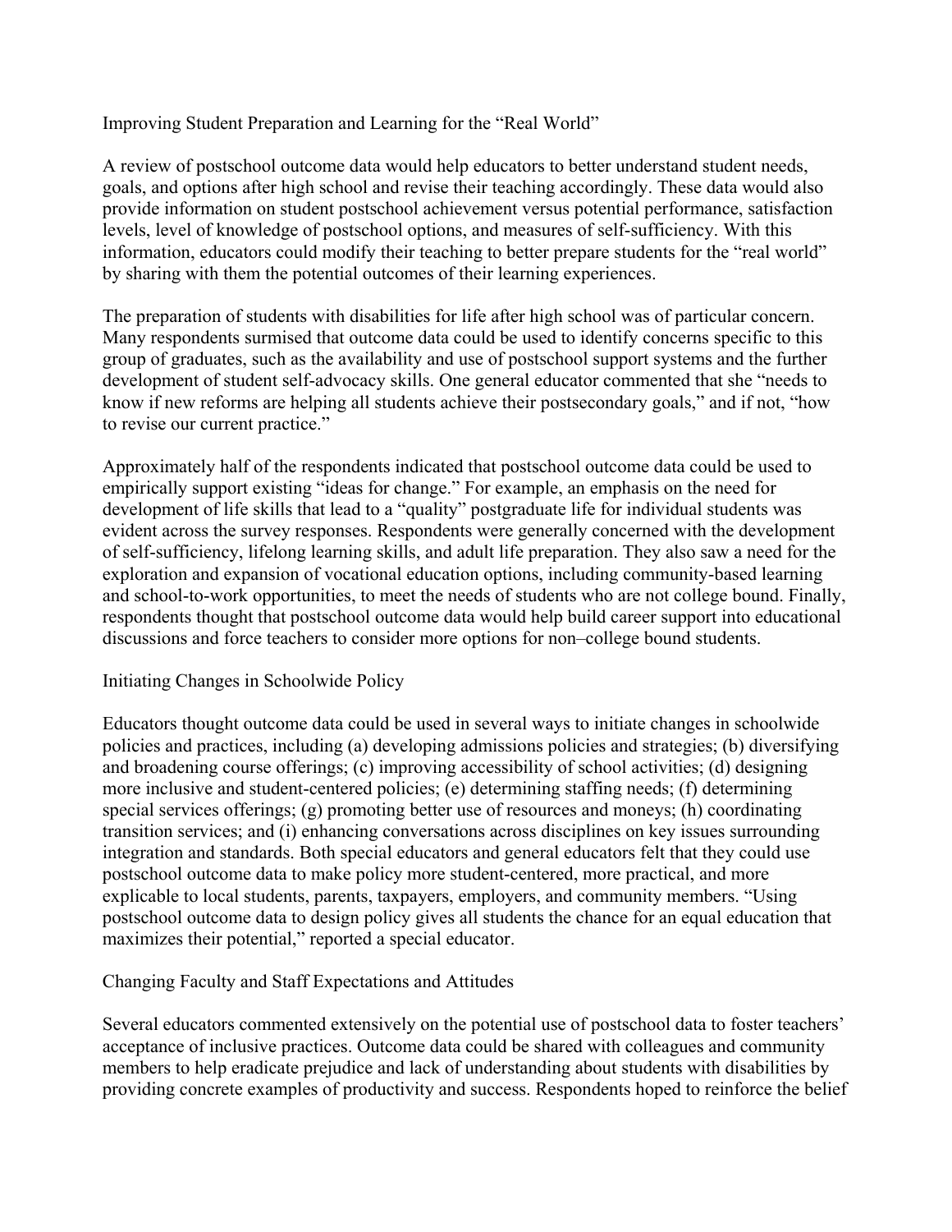## Improving Student Preparation and Learning for the "Real World"

A review of postschool outcome data would help educators to better understand student needs, goals, and options after high school and revise their teaching accordingly. These data would also provide information on student postschool achievement versus potential performance, satisfaction levels, level of knowledge of postschool options, and measures of self-sufficiency. With this information, educators could modify their teaching to better prepare students for the "real world" by sharing with them the potential outcomes of their learning experiences.

The preparation of students with disabilities for life after high school was of particular concern. Many respondents surmised that outcome data could be used to identify concerns specific to this group of graduates, such as the availability and use of postschool support systems and the further development of student self-advocacy skills. One general educator commented that she "needs to know if new reforms are helping all students achieve their postsecondary goals," and if not, "how to revise our current practice."

Approximately half of the respondents indicated that postschool outcome data could be used to empirically support existing "ideas for change." For example, an emphasis on the need for development of life skills that lead to a "quality" postgraduate life for individual students was evident across the survey responses. Respondents were generally concerned with the development of self-sufficiency, lifelong learning skills, and adult life preparation. They also saw a need for the exploration and expansion of vocational education options, including community-based learning and school-to-work opportunities, to meet the needs of students who are not college bound. Finally, respondents thought that postschool outcome data would help build career support into educational discussions and force teachers to consider more options for non–college bound students.

## Initiating Changes in Schoolwide Policy

Educators thought outcome data could be used in several ways to initiate changes in schoolwide policies and practices, including (a) developing admissions policies and strategies; (b) diversifying and broadening course offerings; (c) improving accessibility of school activities; (d) designing more inclusive and student-centered policies; (e) determining staffing needs; (f) determining special services offerings; (g) promoting better use of resources and moneys; (h) coordinating transition services; and (i) enhancing conversations across disciplines on key issues surrounding integration and standards. Both special educators and general educators felt that they could use postschool outcome data to make policy more student-centered, more practical, and more explicable to local students, parents, taxpayers, employers, and community members. "Using postschool outcome data to design policy gives all students the chance for an equal education that maximizes their potential," reported a special educator.

## Changing Faculty and Staff Expectations and Attitudes

Several educators commented extensively on the potential use of postschool data to foster teachers' acceptance of inclusive practices. Outcome data could be shared with colleagues and community members to help eradicate prejudice and lack of understanding about students with disabilities by providing concrete examples of productivity and success. Respondents hoped to reinforce the belief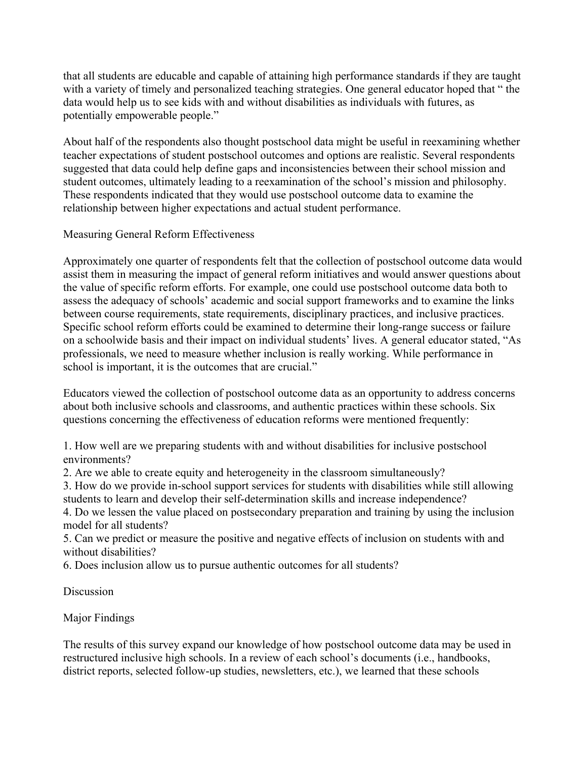that all students are educable and capable of attaining high performance standards if they are taught with a variety of timely and personalized teaching strategies. One general educator hoped that " the data would help us to see kids with and without disabilities as individuals with futures, as potentially empowerable people."

About half of the respondents also thought postschool data might be useful in reexamining whether teacher expectations of student postschool outcomes and options are realistic. Several respondents suggested that data could help define gaps and inconsistencies between their school mission and student outcomes, ultimately leading to a reexamination of the school's mission and philosophy. These respondents indicated that they would use postschool outcome data to examine the relationship between higher expectations and actual student performance.

### Measuring General Reform Effectiveness

Approximately one quarter of respondents felt that the collection of postschool outcome data would assist them in measuring the impact of general reform initiatives and would answer questions about the value of specific reform efforts. For example, one could use postschool outcome data both to assess the adequacy of schools' academic and social support frameworks and to examine the links between course requirements, state requirements, disciplinary practices, and inclusive practices. Specific school reform efforts could be examined to determine their long-range success or failure on a schoolwide basis and their impact on individual students' lives. A general educator stated, "As professionals, we need to measure whether inclusion is really working. While performance in school is important, it is the outcomes that are crucial."

Educators viewed the collection of postschool outcome data as an opportunity to address concerns about both inclusive schools and classrooms, and authentic practices within these schools. Six questions concerning the effectiveness of education reforms were mentioned frequently:

1. How well are we preparing students with and without disabilities for inclusive postschool environments?
2. Are we able to create equity and heterogeneity in the classroom simultaneously?
3. How do we provide in-school support services for students with disabilities while still allowing students to learn and develop their self-determination skills and increase independence?
4. Do we lessen the value placed on postsecondary preparation and training by using the inclusion model for all students?
5. Can we predict or measure the positive and negative effects of inclusion on students with and without disabilities?
6. Does inclusion allow us to pursue authentic outcomes for all students?

## Discussion

### Major Findings

The results of this survey expand our knowledge of how postschool outcome data may be used in restructured inclusive high schools. In a review of each school's documents (i.e., handbooks, district reports, selected follow-up studies, newsletters, etc.), we learned that these schools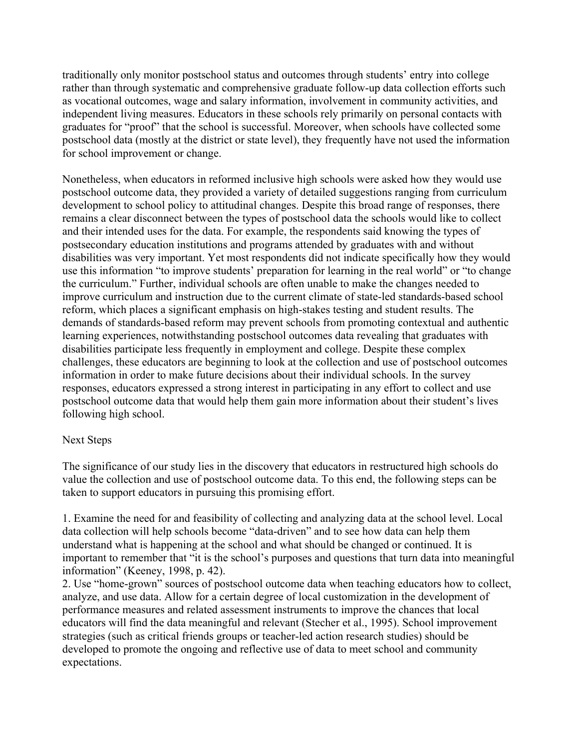traditionally only monitor postschool status and outcomes through students' entry into college rather than through systematic and comprehensive graduate follow-up data collection efforts such as vocational outcomes, wage and salary information, involvement in community activities, and independent living measures. Educators in these schools rely primarily on personal contacts with graduates for "proof" that the school is successful. Moreover, when schools have collected some postschool data (mostly at the district or state level), they frequently have not used the information for school improvement or change.

Nonetheless, when educators in reformed inclusive high schools were asked how they would use postschool outcome data, they provided a variety of detailed suggestions ranging from curriculum development to school policy to attitudinal changes. Despite this broad range of responses, there remains a clear disconnect between the types of postschool data the schools would like to collect and their intended uses for the data. For example, the respondents said knowing the types of postsecondary education institutions and programs attended by graduates with and without disabilities was very important. Yet most respondents did not indicate specifically how they would use this information "to improve students' preparation for learning in the real world" or "to change the curriculum." Further, individual schools are often unable to make the changes needed to improve curriculum and instruction due to the current climate of state-led standards-based school reform, which places a significant emphasis on high-stakes testing and student results. The demands of standards-based reform may prevent schools from promoting contextual and authentic learning experiences, notwithstanding postschool outcomes data revealing that graduates with disabilities participate less frequently in employment and college. Despite these complex challenges, these educators are beginning to look at the collection and use of postschool outcomes information in order to make future decisions about their individual schools. In the survey responses, educators expressed a strong interest in participating in any effort to collect and use postschool outcome data that would help them gain more information about their student's lives following high school.

## Next Steps

The significance of our study lies in the discovery that educators in restructured high schools do value the collection and use of postschool outcome data. To this end, the following steps can be taken to support educators in pursuing this promising effort.

1. Examine the need for and feasibility of collecting and analyzing data at the school level. Local data collection will help schools become "data-driven" and to see how data can help them understand what is happening at the school and what should be changed or continued. It is important to remember that "it is the school's purposes and questions that turn data into meaningful information" (Keeney, 1998, p. 42).
2. Use "home-grown" sources of postschool outcome data when teaching educators how to collect, analyze, and use data. Allow for a certain degree of local customization in the development of performance measures and related assessment instruments to improve the chances that local educators will find the data meaningful and relevant (Stecher et al., 1995). School improvement strategies (such as critical friends groups or teacher-led action research studies) should be developed to promote the ongoing and reflective use of data to meet school and community expectations.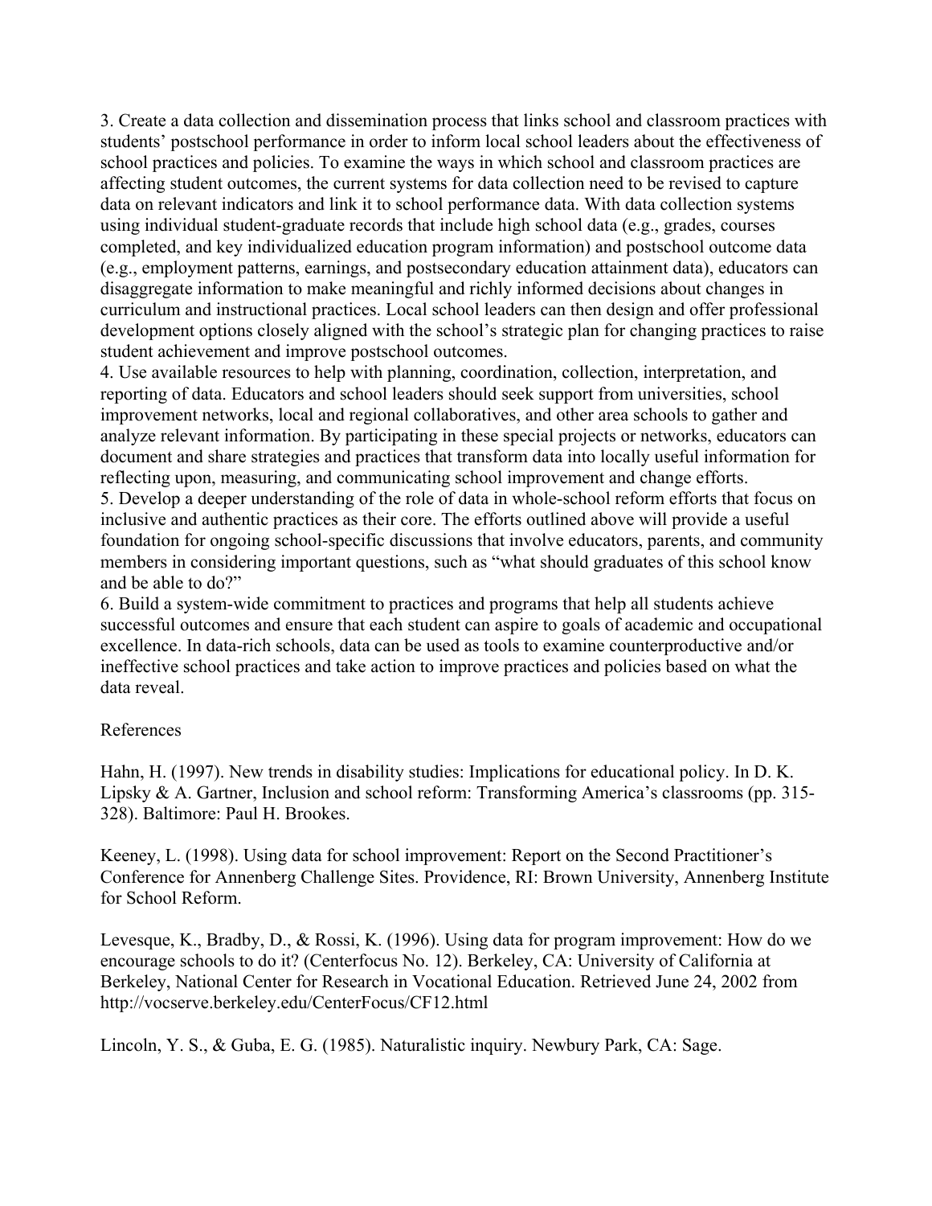3. Create a data collection and dissemination process that links school and classroom practices with students' postschool performance in order to inform local school leaders about the effectiveness of school practices and policies. To examine the ways in which school and classroom practices are affecting student outcomes, the current systems for data collection need to be revised to capture data on relevant indicators and link it to school performance data. With data collection systems using individual student-graduate records that include high school data (e.g., grades, courses completed, and key individualized education program information) and postschool outcome data (e.g., employment patterns, earnings, and postsecondary education attainment data), educators can disaggregate information to make meaningful and richly informed decisions about changes in curriculum and instructional practices. Local school leaders can then design and offer professional development options closely aligned with the school's strategic plan for changing practices to raise student achievement and improve postschool outcomes.

4. Use available resources to help with planning, coordination, collection, interpretation, and reporting of data. Educators and school leaders should seek support from universities, school improvement networks, local and regional collaboratives, and other area schools to gather and analyze relevant information. By participating in these special projects or networks, educators can document and share strategies and practices that transform data into locally useful information for reflecting upon, measuring, and communicating school improvement and change efforts.

5. Develop a deeper understanding of the role of data in whole-school reform efforts that focus on inclusive and authentic practices as their core. The efforts outlined above will provide a useful foundation for ongoing school-specific discussions that involve educators, parents, and community members in considering important questions, such as "what should graduates of this school know and be able to do?"

6. Build a system-wide commitment to practices and programs that help all students achieve successful outcomes and ensure that each student can aspire to goals of academic and occupational excellence. In data-rich schools, data can be used as tools to examine counterproductive and/or ineffective school practices and take action to improve practices and policies based on what the data reveal.

## References

Hahn, H. (1997). New trends in disability studies: Implications for educational policy. In D. K. Lipsky & A. Gartner, Inclusion and school reform: Transforming America's classrooms (pp. 315-328). Baltimore: Paul H. Brookes.

Keeney, L. (1998). Using data for school improvement: Report on the Second Practitioner's Conference for Annenberg Challenge Sites. Providence, RI: Brown University, Annenberg Institute for School Reform.

Levesque, K., Bradby, D., & Rossi, K. (1996). Using data for program improvement: How do we encourage schools to do it? (Centerfocus No. 12). Berkeley, CA: University of California at Berkeley, National Center for Research in Vocational Education. Retrieved June 24, 2002 from http://vocserve.berkeley.edu/CenterFocus/CF12.html

Lincoln, Y. S., & Guba, E. G. (1985). Naturalistic inquiry. Newbury Park, CA: Sage.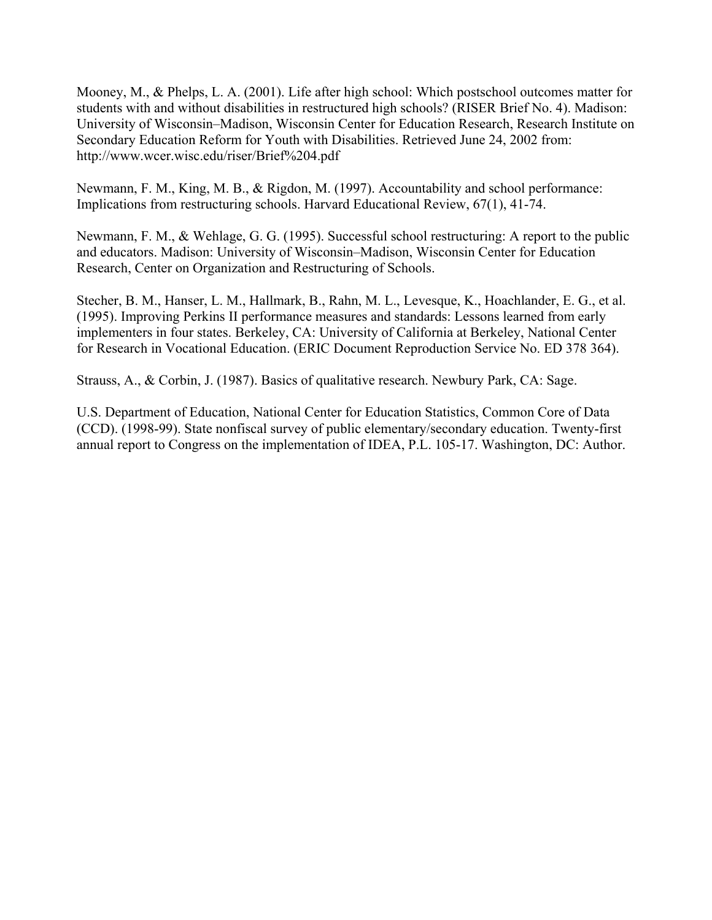Mooney, M., & Phelps, L. A. (2001). Life after high school: Which postschool outcomes matter for students with and without disabilities in restructured high schools? (RISER Brief No. 4). Madison: University of Wisconsin–Madison, Wisconsin Center for Education Research, Research Institute on Secondary Education Reform for Youth with Disabilities. Retrieved June 24, 2002 from: http://www.wcer.wisc.edu/riser/Brief%204.pdf

Newmann, F. M., King, M. B., & Rigdon, M. (1997). Accountability and school performance: Implications from restructuring schools. Harvard Educational Review, 67(1), 41-74.

Newmann, F. M., & Wehlage, G. G. (1995). Successful school restructuring: A report to the public and educators. Madison: University of Wisconsin–Madison, Wisconsin Center for Education Research, Center on Organization and Restructuring of Schools.

Stecher, B. M., Hanser, L. M., Hallmark, B., Rahn, M. L., Levesque, K., Hoachlander, E. G., et al. (1995). Improving Perkins II performance measures and standards: Lessons learned from early implementers in four states. Berkeley, CA: University of California at Berkeley, National Center for Research in Vocational Education. (ERIC Document Reproduction Service No. ED 378 364).

Strauss, A., & Corbin, J. (1987). Basics of qualitative research. Newbury Park, CA: Sage.

U.S. Department of Education, National Center for Education Statistics, Common Core of Data (CCD). (1998-99). State nonfiscal survey of public elementary/secondary education. Twenty-first annual report to Congress on the implementation of IDEA, P.L. 105-17. Washington, DC: Author.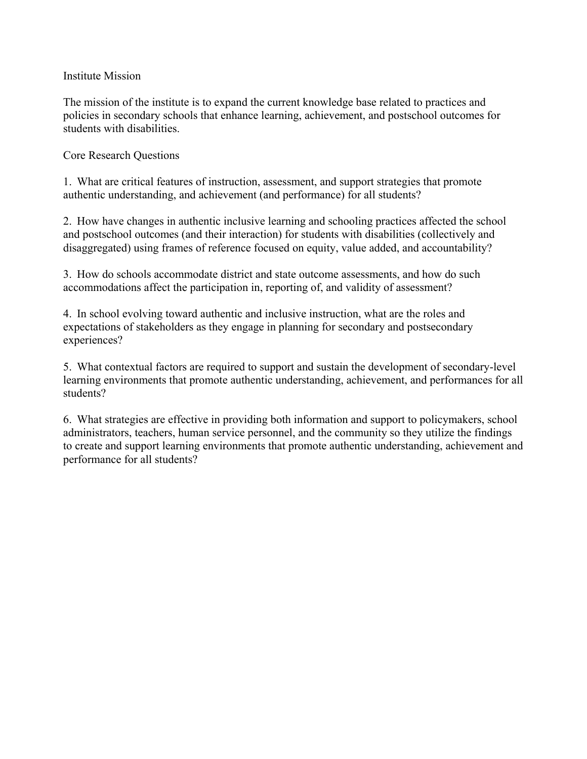## Institute Mission

The mission of the institute is to expand the current knowledge base related to practices and policies in secondary schools that enhance learning, achievement, and postschool outcomes for students with disabilities.

## Core Research Questions

1. What are critical features of instruction, assessment, and support strategies that promote authentic understanding, and achievement (and performance) for all students?

2. How have changes in authentic inclusive learning and schooling practices affected the school and postschool outcomes (and their interaction) for students with disabilities (collectively and disaggregated) using frames of reference focused on equity, value added, and accountability?

3. How do schools accommodate district and state outcome assessments, and how do such accommodations affect the participation in, reporting of, and validity of assessment?

4. In school evolving toward authentic and inclusive instruction, what are the roles and expectations of stakeholders as they engage in planning for secondary and postsecondary experiences?

5. What contextual factors are required to support and sustain the development of secondary-level learning environments that promote authentic understanding, achievement, and performances for all students?

6. What strategies are effective in providing both information and support to policymakers, school administrators, teachers, human service personnel, and the community so they utilize the findings to create and support learning environments that promote authentic understanding, achievement and performance for all students?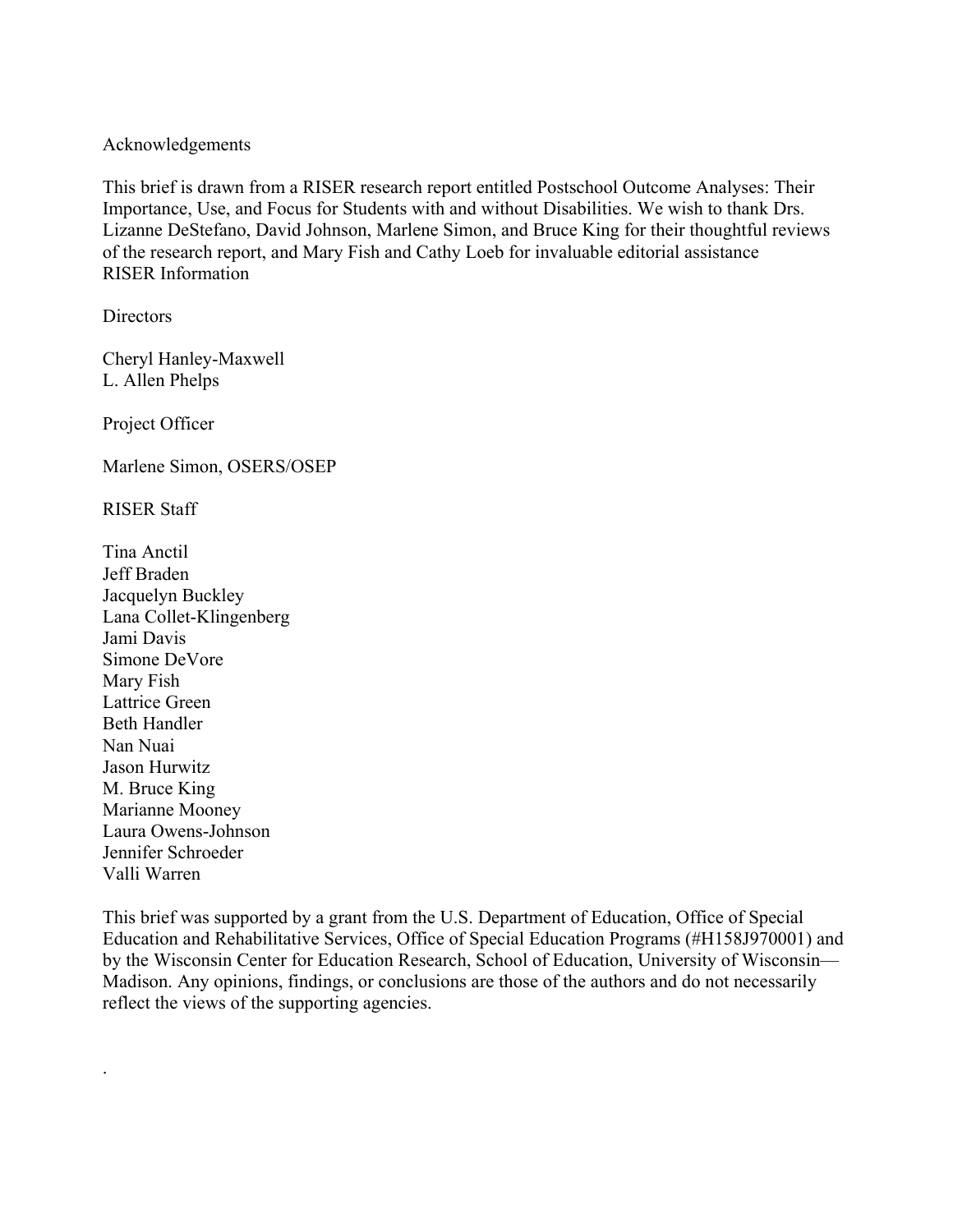## Acknowledgements

This brief is drawn from a RISER research report entitled Postschool Outcome Analyses: Their Importance, Use, and Focus for Students with and without Disabilities. We wish to thank Drs. Lizanne DeStefano, David Johnson, Marlene Simon, and Bruce King for their thoughtful reviews of the research report, and Mary Fish and Cathy Loeb for invaluable editorial assistance

## RISER Information

### Directors

Cheryl Hanley-Maxwell
L. Allen Phelps

### Project Officer

Marlene Simon, OSERS/OSEP

### RISER Staff

Tina Anctil
Jeff Braden
Jacquelyn Buckley
Lana Collet-Klingenberg
Jami Davis
Simone DeVore
Mary Fish
Lattrice Green
Beth Handler
Nan Nuai
Jason Hurwitz
M. Bruce King
Marianne Mooney
Laura Owens-Johnson
Jennifer Schroeder
Valli Warren

This brief was supported by a grant from the U.S. Department of Education, Office of Special Education and Rehabilitative Services, Office of Special Education Programs (#H158J970001) and by the Wisconsin Center for Education Research, School of Education, University of Wisconsin—Madison. Any opinions, findings, or conclusions are those of the authors and do not necessarily reflect the views of the supporting agencies.

.